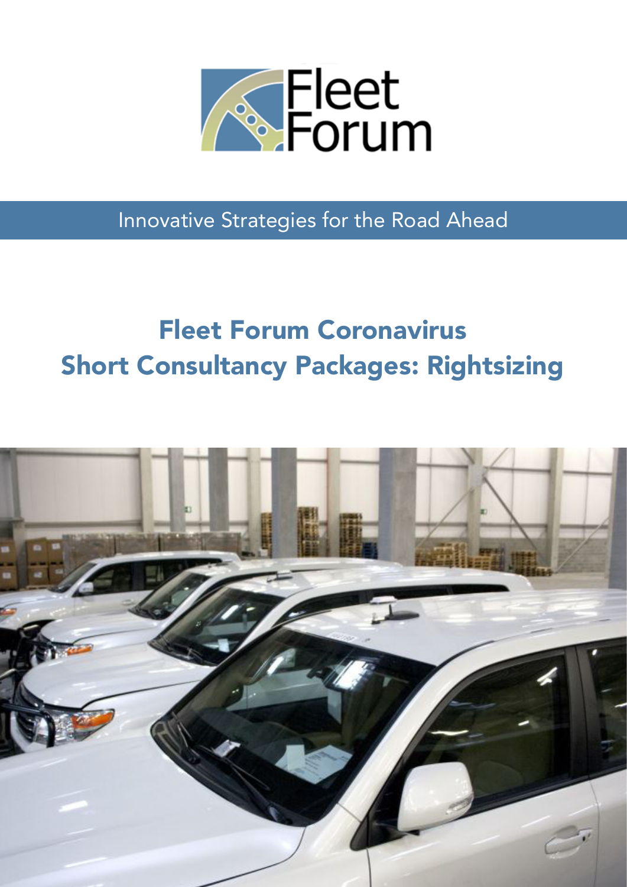Fleet Forum

Innovative Strategies for the Road Ahead

# Fleet Forum Coronavirus Short Consultancy Packages: Rightsizing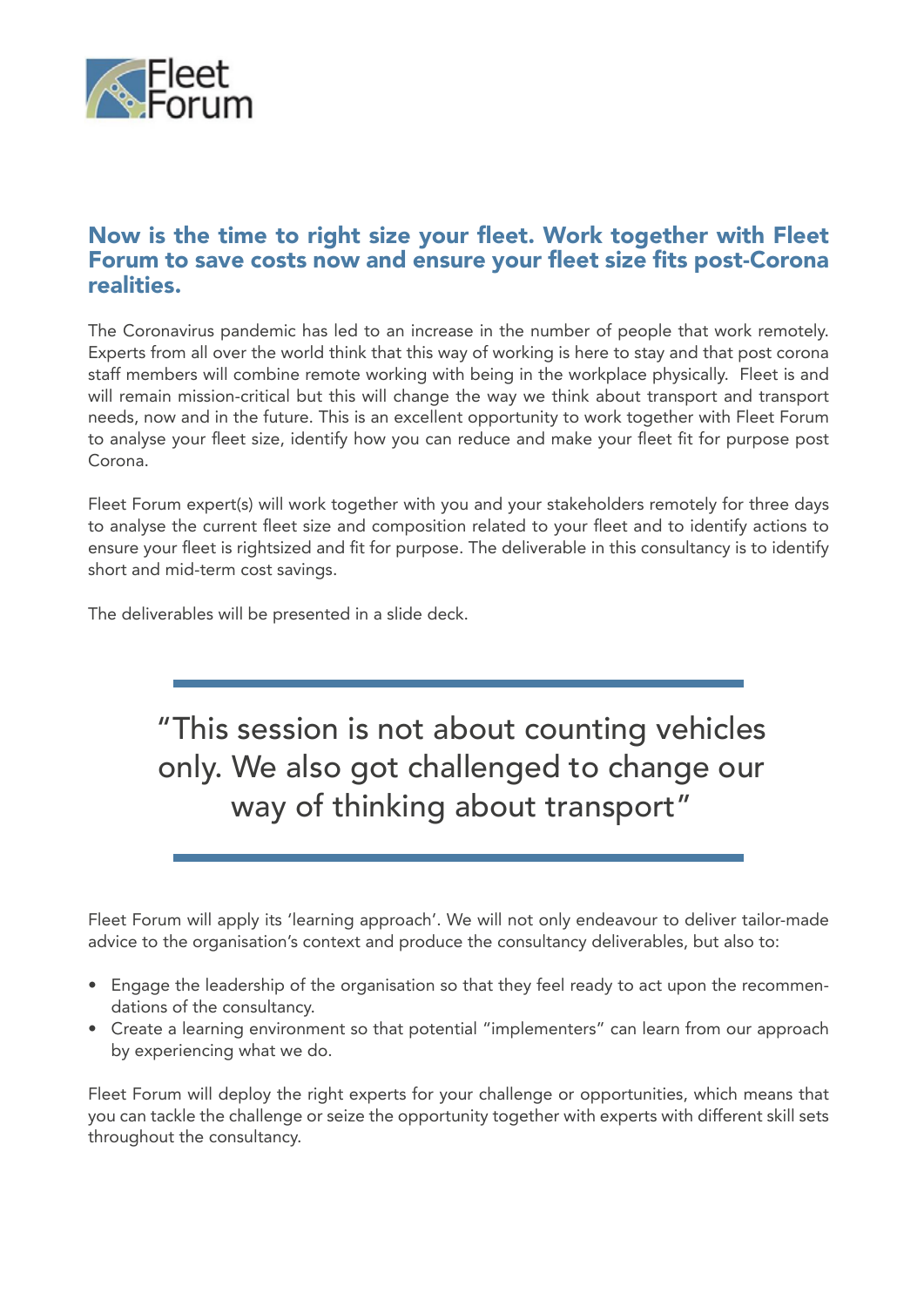## Now is the time to right size your fleet. Work together with Fleet Forum to save costs now and ensure your fleet size fits post-Corona realities.

The Coronavirus pandemic has led to an increase in the number of people that work remotely. Experts from all over the world think that this way of working is here to stay and that post corona staff members will combine remote working with being in the workplace physically. Fleet is and will remain mission-critical but this will change the way we think about transport and transport needs, now and in the future. This is an excellent opportunity to work together with Fleet Forum to analyse your fleet size, identify how you can reduce and make your fleet fit for purpose post Corona.

Fleet Forum expert(s) will work together with you and your stakeholders remotely for three days to analyse the current fleet size and composition related to your fleet and to identify actions to ensure your fleet is rightsized and fit for purpose. The deliverable in this consultancy is to identify short and mid-term cost savings.

The deliverables will be presented in a slide deck.

> "This session is not about counting vehicles only. We also got challenged to change our way of thinking about transport"

Fleet Forum will apply its 'learning approach'. We will not only endeavour to deliver tailor-made advice to the organisation's context and produce the consultancy deliverables, but also to:

- Engage the leadership of the organisation so that they feel ready to act upon the recommendations of the consultancy.
- Create a learning environment so that potential "implementers" can learn from our approach by experiencing what we do.

Fleet Forum will deploy the right experts for your challenge or opportunities, which means that you can tackle the challenge or seize the opportunity together with experts with different skill sets throughout the consultancy.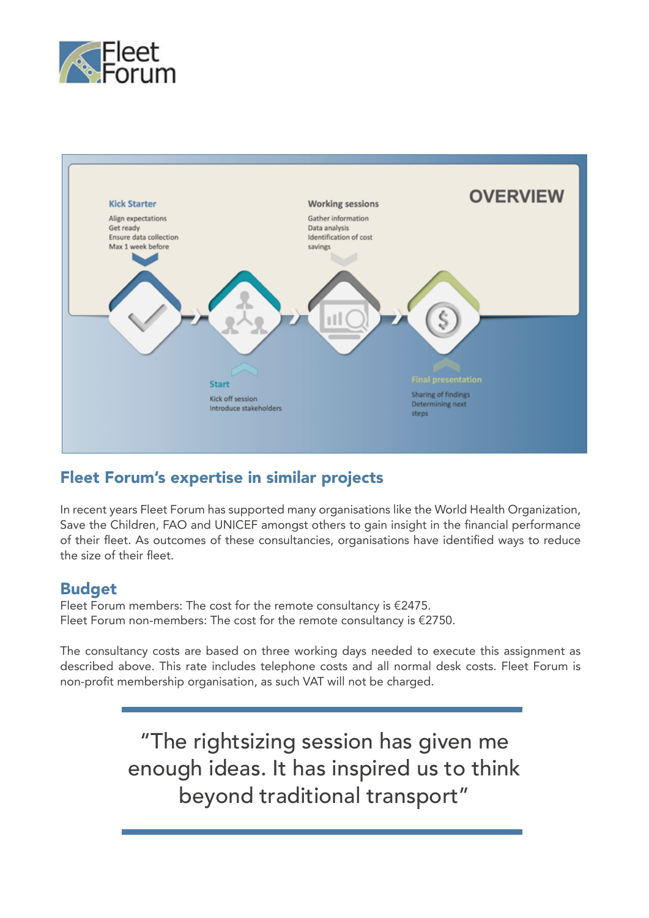Fleet Forum

OVERVIEW

Kick Starter

Align expectations
Get ready
Ensure data collection
Max 1 week before

Start

Kick off session
Introduce stakeholders

Working sessions

Gather information
Data analysis
Identification of cost savings

Final presentation

Sharing of findings
Determining next steps

## Fleet Forum's expertise in similar projects

In recent years Fleet Forum has supported many organisations like the World Health Organization, Save the Children, FAO and UNICEF amongst others to gain insight in the financial performance of their fleet. As outcomes of these consultancies, organisations have identified ways to reduce the size of their fleet.

## Budget

Fleet Forum members: The cost for the remote consultancy is €2475.
Fleet Forum non-members: The cost for the remote consultancy is €2750.

The consultancy costs are based on three working days needed to execute this assignment as described above. This rate includes telephone costs and all normal desk costs. Fleet Forum is non-profit membership organisation, as such VAT will not be charged.

> "The rightsizing session has given me enough ideas. It has inspired us to think beyond traditional transport"